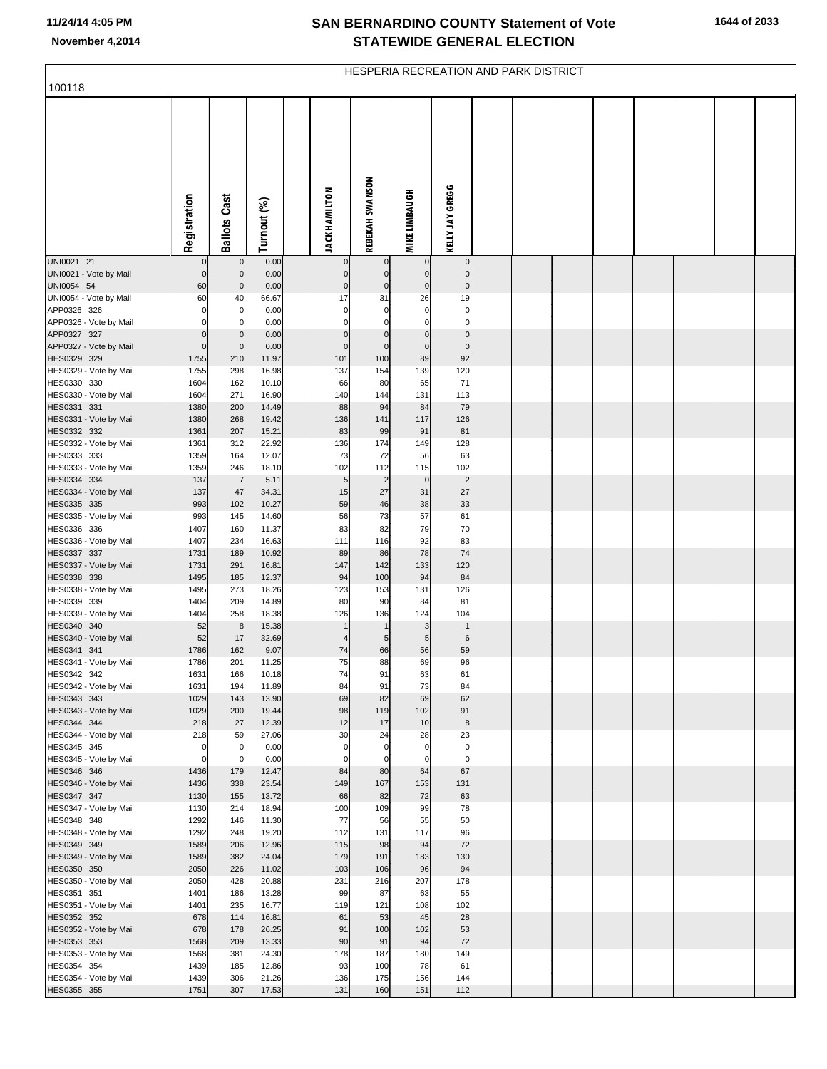# SAN BERNARDINO COUNTY Statement of Vote
## STATEWIDE GENERAL ELECTION

November 4,2014

100118 — HESPERIA RECREATION AND PARK DISTRICT

| | Registration | Ballots Cast | Turnout (%) | | JACK HAMILTON | REBEKAH SWANSON | MIKE LIMBAUGH | KELLY JAY GREGG |
|---|---|---|---|---|---|---|---|---|
| UNI0021 21 | 0 | 0 | 0.00 | | 0 | 0 | 0 | 0 |
| UNI0021 - Vote by Mail | 0 | 0 | 0.00 | | 0 | 0 | 0 | 0 |
| UNI0054 54 | 60 | 0 | 0.00 | | 0 | 0 | 0 | 0 |
| UNI0054 - Vote by Mail | 60 | 40 | 66.67 | | 17 | 31 | 26 | 19 |
| APP0326 326 | 0 | 0 | 0.00 | | 0 | 0 | 0 | 0 |
| APP0326 - Vote by Mail | 0 | 0 | 0.00 | | 0 | 0 | 0 | 0 |
| APP0327 327 | 0 | 0 | 0.00 | | 0 | 0 | 0 | 0 |
| APP0327 - Vote by Mail | 0 | 0 | 0.00 | | 0 | 0 | 0 | 0 |
| HES0329 329 | 1755 | 210 | 11.97 | | 101 | 100 | 89 | 92 |
| HES0329 - Vote by Mail | 1755 | 298 | 16.98 | | 137 | 154 | 139 | 120 |
| HES0330 330 | 1604 | 162 | 10.10 | | 66 | 80 | 65 | 71 |
| HES0330 - Vote by Mail | 1604 | 271 | 16.90 | | 140 | 144 | 131 | 113 |
| HES0331 331 | 1380 | 200 | 14.49 | | 88 | 94 | 84 | 79 |
| HES0331 - Vote by Mail | 1380 | 268 | 19.42 | | 136 | 141 | 117 | 126 |
| HES0332 332 | 1361 | 207 | 15.21 | | 83 | 99 | 91 | 81 |
| HES0332 - Vote by Mail | 1361 | 312 | 22.92 | | 136 | 174 | 149 | 128 |
| HES0333 333 | 1359 | 164 | 12.07 | | 73 | 72 | 56 | 63 |
| HES0333 - Vote by Mail | 1359 | 246 | 18.10 | | 102 | 112 | 115 | 102 |
| HES0334 334 | 137 | 7 | 5.11 | | 5 | 2 | 0 | 2 |
| HES0334 - Vote by Mail | 137 | 47 | 34.31 | | 15 | 27 | 31 | 27 |
| HES0335 335 | 993 | 102 | 10.27 | | 59 | 46 | 38 | 33 |
| HES0335 - Vote by Mail | 993 | 145 | 14.60 | | 56 | 73 | 57 | 61 |
| HES0336 336 | 1407 | 160 | 11.37 | | 83 | 82 | 79 | 70 |
| HES0336 - Vote by Mail | 1407 | 234 | 16.63 | | 111 | 116 | 92 | 83 |
| HES0337 337 | 1731 | 189 | 10.92 | | 89 | 86 | 78 | 74 |
| HES0337 - Vote by Mail | 1731 | 291 | 16.81 | | 147 | 142 | 133 | 120 |
| HES0338 338 | 1495 | 185 | 12.37 | | 94 | 100 | 94 | 84 |
| HES0338 - Vote by Mail | 1495 | 273 | 18.26 | | 123 | 153 | 131 | 126 |
| HES0339 339 | 1404 | 209 | 14.89 | | 80 | 90 | 84 | 81 |
| HES0339 - Vote by Mail | 1404 | 258 | 18.38 | | 126 | 136 | 124 | 104 |
| HES0340 340 | 52 | 8 | 15.38 | | 1 | 1 | 3 | 1 |
| HES0340 - Vote by Mail | 52 | 17 | 32.69 | | 4 | 5 | 5 | 6 |
| HES0341 341 | 1786 | 162 | 9.07 | | 74 | 66 | 56 | 59 |
| HES0341 - Vote by Mail | 1786 | 201 | 11.25 | | 75 | 88 | 69 | 96 |
| HES0342 342 | 1631 | 166 | 10.18 | | 74 | 91 | 63 | 61 |
| HES0342 - Vote by Mail | 1631 | 194 | 11.89 | | 84 | 91 | 73 | 84 |
| HES0343 343 | 1029 | 143 | 13.90 | | 69 | 82 | 69 | 62 |
| HES0343 - Vote by Mail | 1029 | 200 | 19.44 | | 98 | 119 | 102 | 91 |
| HES0344 344 | 218 | 27 | 12.39 | | 12 | 17 | 10 | 8 |
| HES0344 - Vote by Mail | 218 | 59 | 27.06 | | 30 | 24 | 28 | 23 |
| HES0345 345 | 0 | 0 | 0.00 | | 0 | 0 | 0 | 0 |
| HES0345 - Vote by Mail | 0 | 0 | 0.00 | | 0 | 0 | 0 | 0 |
| HES0346 346 | 1436 | 179 | 12.47 | | 84 | 80 | 64 | 67 |
| HES0346 - Vote by Mail | 1436 | 338 | 23.54 | | 149 | 167 | 153 | 131 |
| HES0347 347 | 1130 | 155 | 13.72 | | 66 | 82 | 72 | 63 |
| HES0347 - Vote by Mail | 1130 | 214 | 18.94 | | 100 | 109 | 99 | 78 |
| HES0348 348 | 1292 | 146 | 11.30 | | 77 | 56 | 55 | 50 |
| HES0348 - Vote by Mail | 1292 | 248 | 19.20 | | 112 | 131 | 117 | 96 |
| HES0349 349 | 1589 | 206 | 12.96 | | 115 | 98 | 94 | 72 |
| HES0349 - Vote by Mail | 1589 | 382 | 24.04 | | 179 | 191 | 183 | 130 |
| HES0350 350 | 2050 | 226 | 11.02 | | 103 | 106 | 96 | 94 |
| HES0350 - Vote by Mail | 2050 | 428 | 20.88 | | 231 | 216 | 207 | 178 |
| HES0351 351 | 1401 | 186 | 13.28 | | 99 | 87 | 63 | 55 |
| HES0351 - Vote by Mail | 1401 | 235 | 16.77 | | 119 | 121 | 108 | 102 |
| HES0352 352 | 678 | 114 | 16.81 | | 61 | 53 | 45 | 28 |
| HES0352 - Vote by Mail | 678 | 178 | 26.25 | | 91 | 100 | 102 | 53 |
| HES0353 353 | 1568 | 209 | 13.33 | | 90 | 91 | 94 | 72 |
| HES0353 - Vote by Mail | 1568 | 381 | 24.30 | | 178 | 187 | 180 | 149 |
| HES0354 354 | 1439 | 185 | 12.86 | | 93 | 100 | 78 | 61 |
| HES0354 - Vote by Mail | 1439 | 306 | 21.26 | | 136 | 175 | 156 | 144 |
| HES0355 355 | 1751 | 307 | 17.53 | | 131 | 160 | 151 | 112 |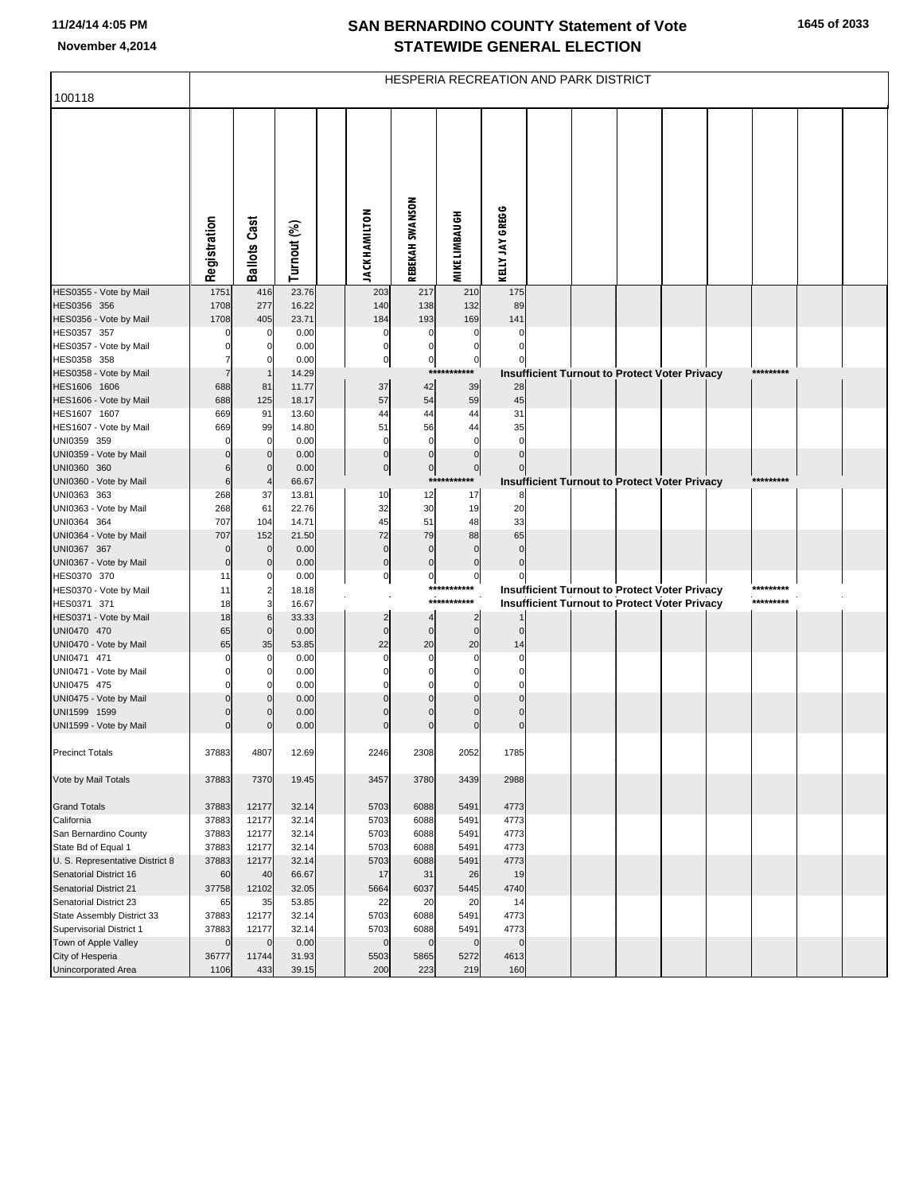# SAN BERNARDINO COUNTY Statement of Vote
# STATEWIDE GENERAL ELECTION

November 4,2014

100118

## HESPERIA RECREATION AND PARK DISTRICT

| | Registration | Ballots Cast | Turnout (%) | | JACK HAMILTON | REBEKAH SWANSON | MIKE LIMBAUGH | KELLY JAY GREGG |
|---|---|---|---|---|---|---|---|---|
| HES0355 - Vote by Mail | 1751 | 416 | 23.76 | | 203 | 217 | 210 | 175 |
| HES0356 356 | 1708 | 277 | 16.22 | | 140 | 138 | 132 | 89 |
| HES0356 - Vote by Mail | 1708 | 405 | 23.71 | | 184 | 193 | 169 | 141 |
| HES0357 357 | 0 | 0 | 0.00 | | 0 | 0 | 0 | 0 |
| HES0357 - Vote by Mail | 0 | 0 | 0.00 | | 0 | 0 | 0 | 0 |
| HES0358 358 | 7 | 0 | 0.00 | | 0 | 0 | 0 | 0 |
| HES0358 - Vote by Mail | 7 | 1 | 14.29 | | *********** Insufficient Turnout to Protect Voter Privacy ********* | | | |
| HES1606 1606 | 688 | 81 | 11.77 | | 37 | 42 | 39 | 28 |
| HES1606 - Vote by Mail | 688 | 125 | 18.17 | | 57 | 54 | 59 | 45 |
| HES1607 1607 | 669 | 91 | 13.60 | | 44 | 44 | 44 | 31 |
| HES1607 - Vote by Mail | 669 | 99 | 14.80 | | 51 | 56 | 44 | 35 |
| UNI0359 359 | 0 | 0 | 0.00 | | 0 | 0 | 0 | 0 |
| UNI0359 - Vote by Mail | 0 | 0 | 0.00 | | 0 | 0 | 0 | 0 |
| UNI0360 360 | 6 | 0 | 0.00 | | 0 | 0 | 0 | 0 |
| UNI0360 - Vote by Mail | 6 | 4 | 66.67 | | *********** Insufficient Turnout to Protect Voter Privacy ********* | | | |
| UNI0363 363 | 268 | 37 | 13.81 | | 10 | 12 | 17 | 8 |
| UNI0363 - Vote by Mail | 268 | 61 | 22.76 | | 32 | 30 | 19 | 20 |
| UNI0364 364 | 707 | 104 | 14.71 | | 45 | 51 | 48 | 33 |
| UNI0364 - Vote by Mail | 707 | 152 | 21.50 | | 72 | 79 | 88 | 65 |
| UNI0367 367 | 0 | 0 | 0.00 | | 0 | 0 | 0 | 0 |
| UNI0367 - Vote by Mail | 0 | 0 | 0.00 | | 0 | 0 | 0 | 0 |
| HES0370 370 | 11 | 0 | 0.00 | | 0 | 0 | 0 | 0 |
| HES0370 - Vote by Mail | 11 | 2 | 18.18 | | *********** Insufficient Turnout to Protect Voter Privacy ********* | | | |
| HES0371 371 | 18 | 3 | 16.67 | | *********** Insufficient Turnout to Protect Voter Privacy ********* | | | |
| HES0371 - Vote by Mail | 18 | 6 | 33.33 | | 2 | 4 | 2 | 1 |
| UNI0470 470 | 65 | 0 | 0.00 | | 0 | 0 | 0 | 0 |
| UNI0470 - Vote by Mail | 65 | 35 | 53.85 | | 22 | 20 | 20 | 14 |
| UNI0471 471 | 0 | 0 | 0.00 | | 0 | 0 | 0 | 0 |
| UNI0471 - Vote by Mail | 0 | 0 | 0.00 | | 0 | 0 | 0 | 0 |
| UNI0475 475 | 0 | 0 | 0.00 | | 0 | 0 | 0 | 0 |
| UNI0475 - Vote by Mail | 0 | 0 | 0.00 | | 0 | 0 | 0 | 0 |
| UNI1599 1599 | 0 | 0 | 0.00 | | 0 | 0 | 0 | 0 |
| UNI1599 - Vote by Mail | 0 | 0 | 0.00 | | 0 | 0 | 0 | 0 |
| Precinct Totals | 37883 | 4807 | 12.69 | | 2246 | 2308 | 2052 | 1785 |
| Vote by Mail Totals | 37883 | 7370 | 19.45 | | 3457 | 3780 | 3439 | 2988 |
| Grand Totals | 37883 | 12177 | 32.14 | | 5703 | 6088 | 5491 | 4773 |
| California | 37883 | 12177 | 32.14 | | 5703 | 6088 | 5491 | 4773 |
| San Bernardino County | 37883 | 12177 | 32.14 | | 5703 | 6088 | 5491 | 4773 |
| State Bd of Equal 1 | 37883 | 12177 | 32.14 | | 5703 | 6088 | 5491 | 4773 |
| U. S. Representative District 8 | 37883 | 12177 | 32.14 | | 5703 | 6088 | 5491 | 4773 |
| Senatorial District 16 | 60 | 40 | 66.67 | | 17 | 31 | 26 | 19 |
| Senatorial District 21 | 37758 | 12102 | 32.05 | | 5664 | 6037 | 5445 | 4740 |
| Senatorial District 23 | 65 | 35 | 53.85 | | 22 | 20 | 20 | 14 |
| State Assembly District 33 | 37883 | 12177 | 32.14 | | 5703 | 6088 | 5491 | 4773 |
| Supervisorial District 1 | 37883 | 12177 | 32.14 | | 5703 | 6088 | 5491 | 4773 |
| Town of Apple Valley | 0 | 0 | 0.00 | | 0 | 0 | 0 | 0 |
| City of Hesperia | 36777 | 11744 | 31.93 | | 5503 | 5865 | 5272 | 4613 |
| Unincorporated Area | 1106 | 433 | 39.15 | | 200 | 223 | 219 | 160 |